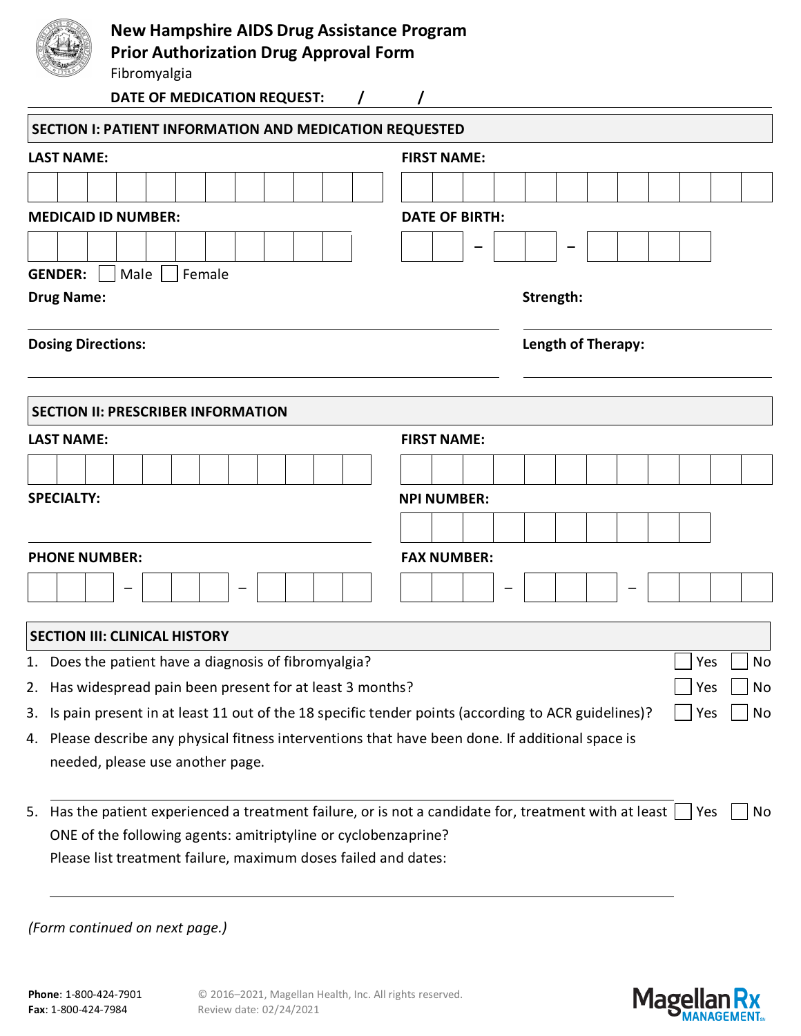# New Hampshire AIDS Drug Assistance Program
## Prior Authorization Drug Approval Form

Fibromyalgia

**DATE OF MEDICATION REQUEST:** / /

## SECTION I: PATIENT INFORMATION AND MEDICATION REQUESTED

**LAST NAME:**

**FIRST NAME:**

**MEDICAID ID NUMBER:**

**DATE OF BIRTH:** – –

**GENDER:** ☐ Male ☐ Female

**Drug Name:**

**Strength:**

**Dosing Directions:**

**Length of Therapy:**

## SECTION II: PRESCRIBER INFORMATION

**LAST NAME:**

**FIRST NAME:**

**SPECIALTY:**

**NPI NUMBER:**

**PHONE NUMBER:** – –

**FAX NUMBER:** – –

## SECTION III: CLINICAL HISTORY

1. Does the patient have a diagnosis of fibromyalgia? ☐ Yes ☐ No
2. Has widespread pain been present for at least 3 months? ☐ Yes ☐ No
3. Is pain present in at least 11 out of the 18 specific tender points (according to ACR guidelines)? ☐ Yes ☐ No
4. Please describe any physical fitness interventions that have been done. If additional space is needed, please use another page.
5. Has the patient experienced a treatment failure, or is not a candidate for, treatment with at least ONE of the following agents: amitriptyline or cyclobenzaprine? ☐ Yes ☐ No
   Please list treatment failure, maximum doses failed and dates:

*(Form continued on next page.)*

**Phone**: 1-800-424-7901
**Fax**: 1-800-424-7984

© 2016–2021, Magellan Health, Inc. All rights reserved.
Review date: 02/24/2021

Magellan Rx MANAGEMENT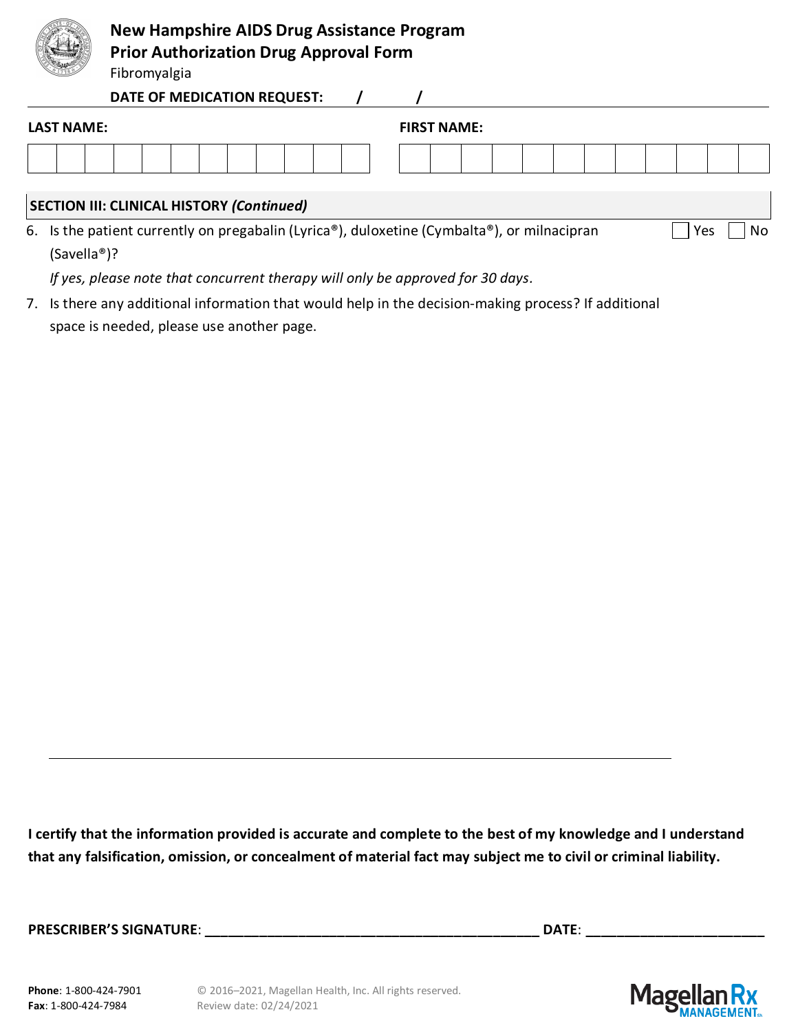**New Hampshire AIDS Drug Assistance Program**
**Prior Authorization Drug Approval Form**
Fibromyalgia

**DATE OF MEDICATION REQUEST:** / /

**LAST NAME:**

**FIRST NAME:**

**SECTION III: CLINICAL HISTORY *(Continued)***

6. Is the patient currently on pregabalin (Lyrica®), duloxetine (Cymbalta®), or milnacipran (Savella®)? ☐ Yes ☐ No

   *If yes, please note that concurrent therapy will only be approved for 30 days*.

7. Is there any additional information that would help in the decision-making process? If additional space is needed, please use another page.

**I certify that the information provided is accurate and complete to the best of my knowledge and I understand that any falsification, omission, or concealment of material fact may subject me to civil or criminal liability.**

**PRESCRIBER'S SIGNATURE**: ___________________________ **DATE**: ______________

**Phone**: 1-800-424-7901
**Fax**: 1-800-424-7984

© 2016–2021, Magellan Health, Inc. All rights reserved.
Review date: 02/24/2021

Magellan Rx MANAGEMENT